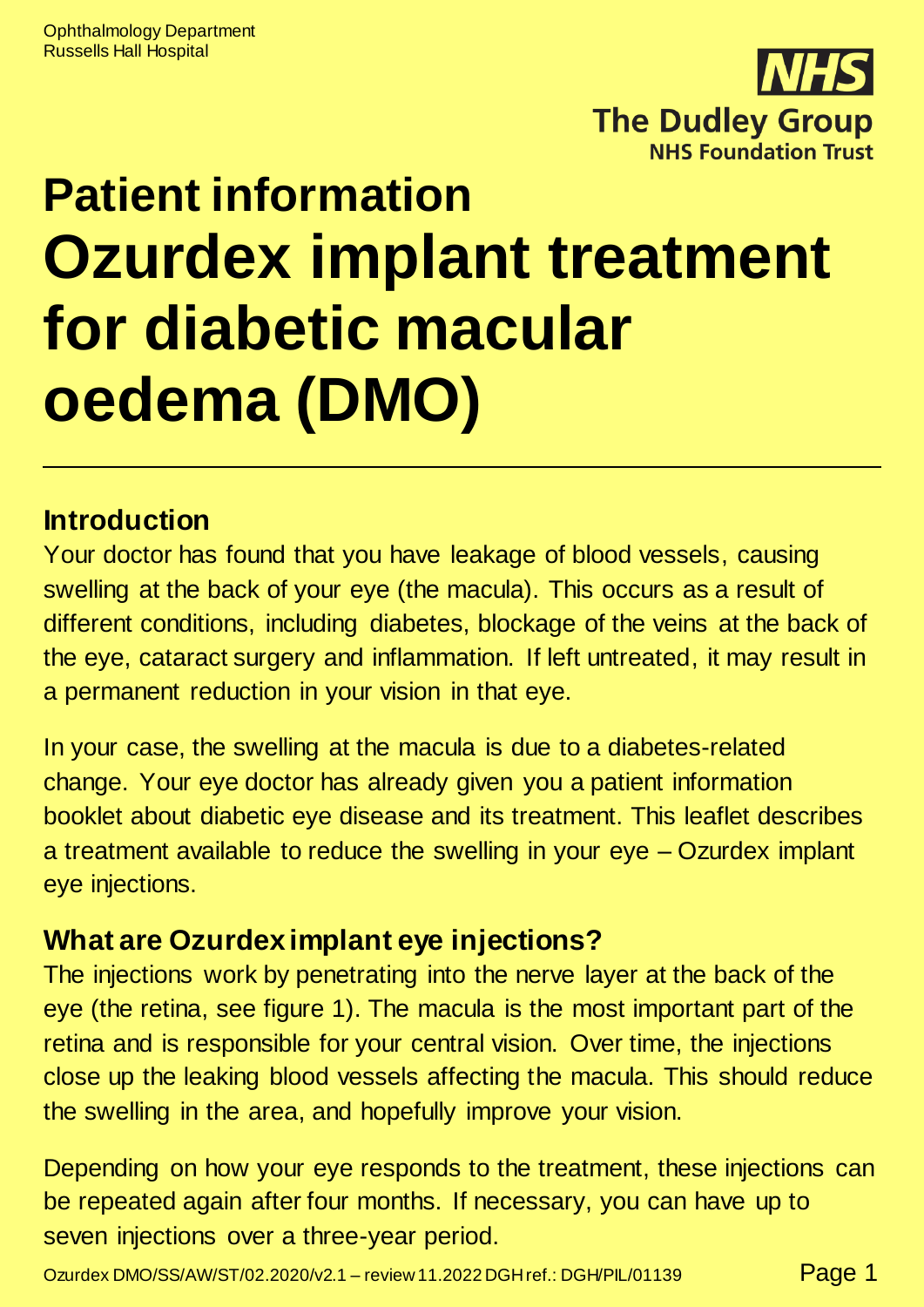Ophthalmology Department
Russells Hall Hospital

# Patient information
# Ozurdex implant treatment for diabetic macular oedema (DMO)

## Introduction

Your doctor has found that you have leakage of blood vessels, causing swelling at the back of your eye (the macula). This occurs as a result of different conditions, including diabetes, blockage of the veins at the back of the eye, cataract surgery and inflammation. If left untreated, it may result in a permanent reduction in your vision in that eye.

In your case, the swelling at the macula is due to a diabetes-related change. Your eye doctor has already given you a patient information booklet about diabetic eye disease and its treatment. This leaflet describes a treatment available to reduce the swelling in your eye – Ozurdex implant eye injections.

## What are Ozurdex implant eye injections?

The injections work by penetrating into the nerve layer at the back of the eye (the retina, see figure 1). The macula is the most important part of the retina and is responsible for your central vision. Over time, the injections close up the leaking blood vessels affecting the macula. This should reduce the swelling in the area, and hopefully improve your vision.

Depending on how your eye responds to the treatment, these injections can be repeated again after four months. If necessary, you can have up to seven injections over a three-year period.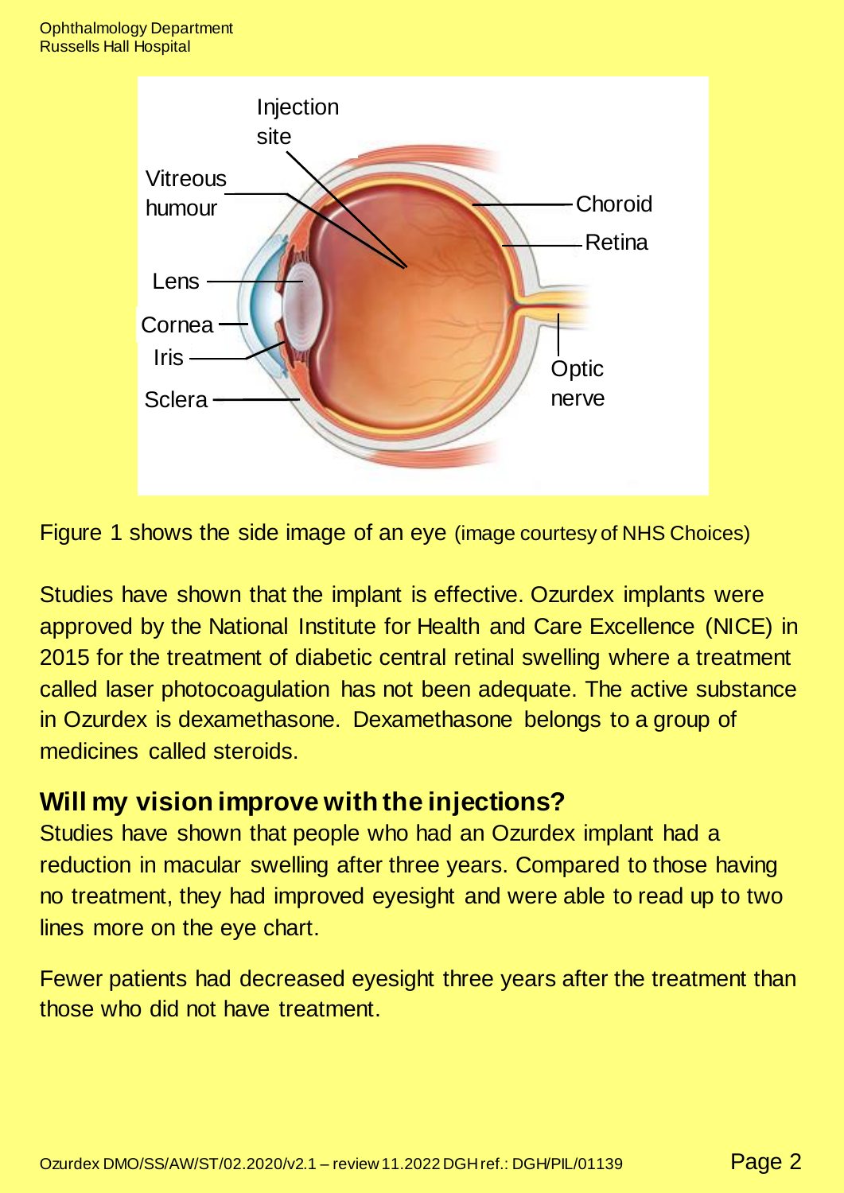Figure 1 shows the side image of an eye (image courtesy of NHS Choices)

Studies have shown that the implant is effective. Ozurdex implants were approved by the National Institute for Health and Care Excellence (NICE) in 2015 for the treatment of diabetic central retinal swelling where a treatment called laser photocoagulation has not been adequate. The active substance in Ozurdex is dexamethasone. Dexamethasone belongs to a group of medicines called steroids.

## Will my vision improve with the injections?

Studies have shown that people who had an Ozurdex implant had a reduction in macular swelling after three years. Compared to those having no treatment, they had improved eyesight and were able to read up to two lines more on the eye chart.

Fewer patients had decreased eyesight three years after the treatment than those who did not have treatment.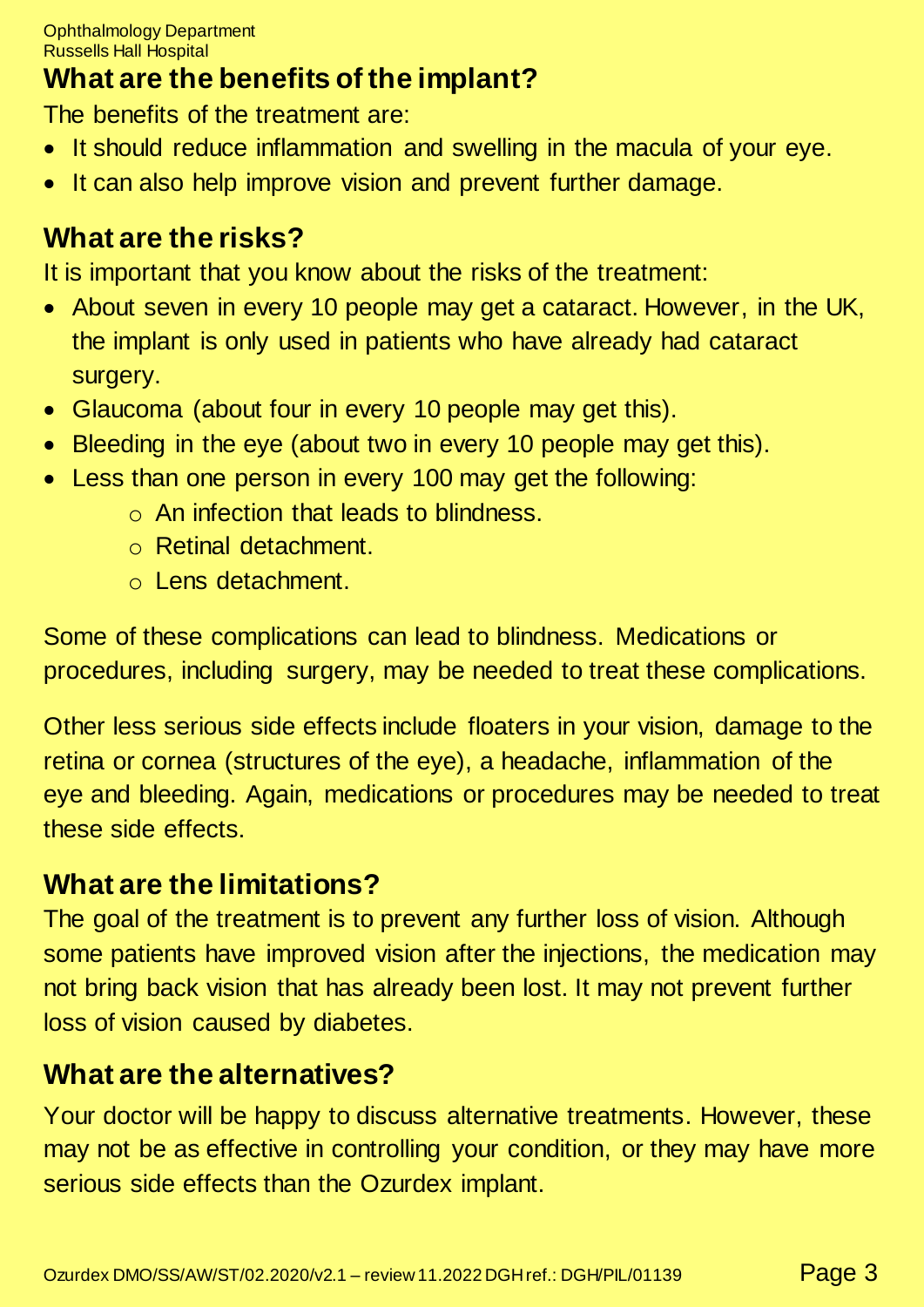## What are the benefits of the implant?

The benefits of the treatment are:

- It should reduce inflammation and swelling in the macula of your eye.
- It can also help improve vision and prevent further damage.

## What are the risks?

It is important that you know about the risks of the treatment:

- About seven in every 10 people may get a cataract. However, in the UK, the implant is only used in patients who have already had cataract surgery.
- Glaucoma (about four in every 10 people may get this).
- Bleeding in the eye (about two in every 10 people may get this).
- Less than one person in every 100 may get the following:
  - An infection that leads to blindness.
  - Retinal detachment.
  - Lens detachment.

Some of these complications can lead to blindness. Medications or procedures, including surgery, may be needed to treat these complications.

Other less serious side effects include floaters in your vision, damage to the retina or cornea (structures of the eye), a headache, inflammation of the eye and bleeding. Again, medications or procedures may be needed to treat these side effects.

## What are the limitations?

The goal of the treatment is to prevent any further loss of vision. Although some patients have improved vision after the injections, the medication may not bring back vision that has already been lost. It may not prevent further loss of vision caused by diabetes.

## What are the alternatives?

Your doctor will be happy to discuss alternative treatments. However, these may not be as effective in controlling your condition, or they may have more serious side effects than the Ozurdex implant.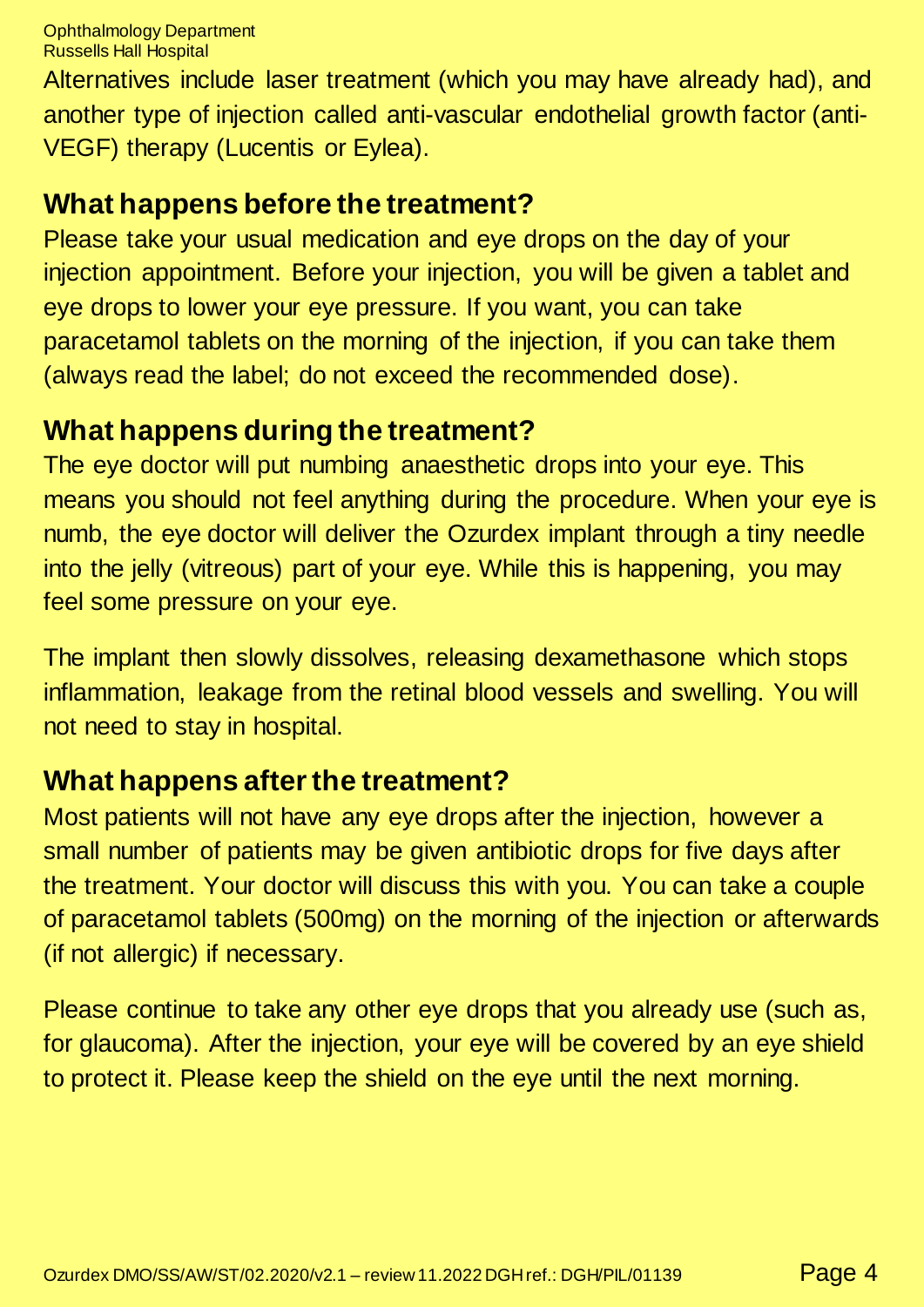Alternatives include laser treatment (which you may have already had), and another type of injection called anti-vascular endothelial growth factor (anti-VEGF) therapy (Lucentis or Eylea).

## What happens before the treatment?

Please take your usual medication and eye drops on the day of your injection appointment. Before your injection, you will be given a tablet and eye drops to lower your eye pressure. If you want, you can take paracetamol tablets on the morning of the injection, if you can take them (always read the label; do not exceed the recommended dose).

## What happens during the treatment?

The eye doctor will put numbing anaesthetic drops into your eye. This means you should not feel anything during the procedure. When your eye is numb, the eye doctor will deliver the Ozurdex implant through a tiny needle into the jelly (vitreous) part of your eye. While this is happening, you may feel some pressure on your eye.

The implant then slowly dissolves, releasing dexamethasone which stops inflammation, leakage from the retinal blood vessels and swelling. You will not need to stay in hospital.

## What happens after the treatment?

Most patients will not have any eye drops after the injection, however a small number of patients may be given antibiotic drops for five days after the treatment. Your doctor will discuss this with you. You can take a couple of paracetamol tablets (500mg) on the morning of the injection or afterwards (if not allergic) if necessary.

Please continue to take any other eye drops that you already use (such as, for glaucoma). After the injection, your eye will be covered by an eye shield to protect it. Please keep the shield on the eye until the next morning.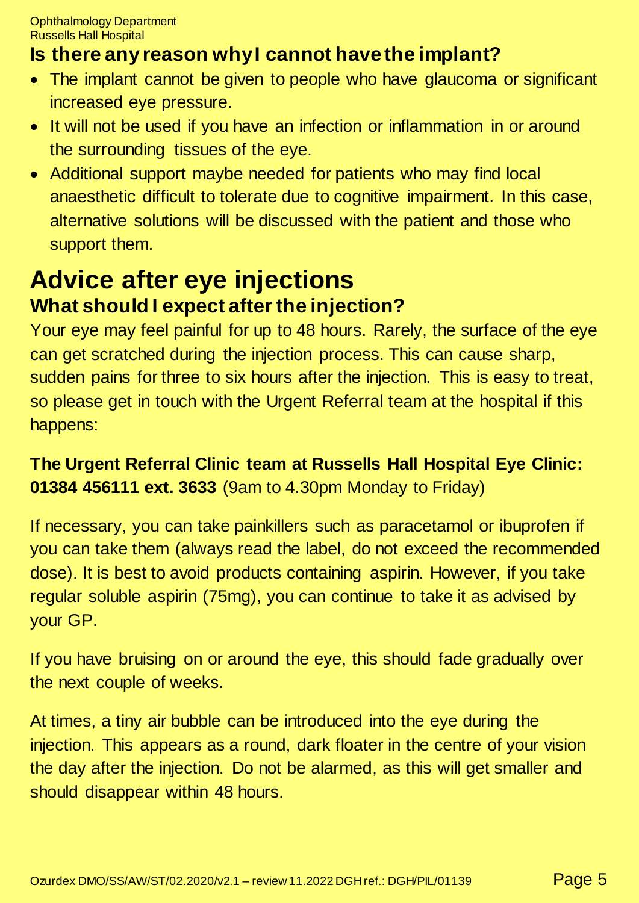### Is there any reason why I cannot have the implant?

- The implant cannot be given to people who have glaucoma or significant increased eye pressure.
- It will not be used if you have an infection or inflammation in or around the surrounding tissues of the eye.
- Additional support maybe needed for patients who may find local anaesthetic difficult to tolerate due to cognitive impairment. In this case, alternative solutions will be discussed with the patient and those who support them.

# Advice after eye injections

### What should I expect after the injection?

Your eye may feel painful for up to 48 hours. Rarely, the surface of the eye can get scratched during the injection process. This can cause sharp, sudden pains for three to six hours after the injection. This is easy to treat, so please get in touch with the Urgent Referral team at the hospital if this happens:

**The Urgent Referral Clinic team at Russells Hall Hospital Eye Clinic: 01384 456111 ext. 3633** (9am to 4.30pm Monday to Friday)

If necessary, you can take painkillers such as paracetamol or ibuprofen if you can take them (always read the label, do not exceed the recommended dose). It is best to avoid products containing aspirin. However, if you take regular soluble aspirin (75mg), you can continue to take it as advised by your GP.

If you have bruising on or around the eye, this should fade gradually over the next couple of weeks.

At times, a tiny air bubble can be introduced into the eye during the injection. This appears as a round, dark floater in the centre of your vision the day after the injection. Do not be alarmed, as this will get smaller and should disappear within 48 hours.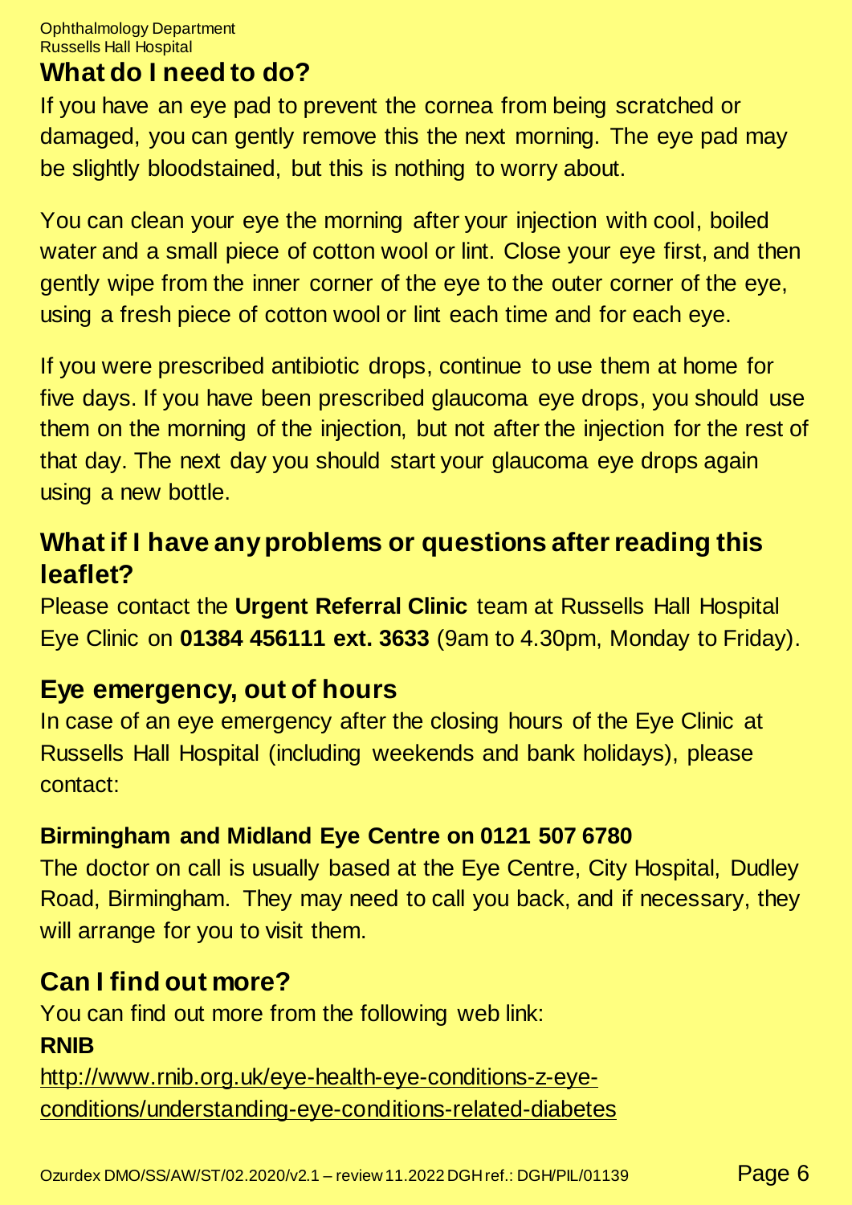## What do I need to do?

If you have an eye pad to prevent the cornea from being scratched or damaged, you can gently remove this the next morning. The eye pad may be slightly bloodstained, but this is nothing to worry about.

You can clean your eye the morning after your injection with cool, boiled water and a small piece of cotton wool or lint. Close your eye first, and then gently wipe from the inner corner of the eye to the outer corner of the eye, using a fresh piece of cotton wool or lint each time and for each eye.

If you were prescribed antibiotic drops, continue to use them at home for five days. If you have been prescribed glaucoma eye drops, you should use them on the morning of the injection, but not after the injection for the rest of that day. The next day you should start your glaucoma eye drops again using a new bottle.

## What if I have any problems or questions after reading this leaflet?

Please contact the **Urgent Referral Clinic** team at Russells Hall Hospital Eye Clinic on **01384 456111 ext. 3633** (9am to 4.30pm, Monday to Friday).

## Eye emergency, out of hours

In case of an eye emergency after the closing hours of the Eye Clinic at Russells Hall Hospital (including weekends and bank holidays), please contact:

**Birmingham and Midland Eye Centre on 0121 507 6780**

The doctor on call is usually based at the Eye Centre, City Hospital, Dudley Road, Birmingham. They may need to call you back, and if necessary, they will arrange for you to visit them.

## Can I find out more?

You can find out more from the following web link:

**RNIB**

http://www.rnib.org.uk/eye-health-eye-conditions-z-eye-conditions/understanding-eye-conditions-related-diabetes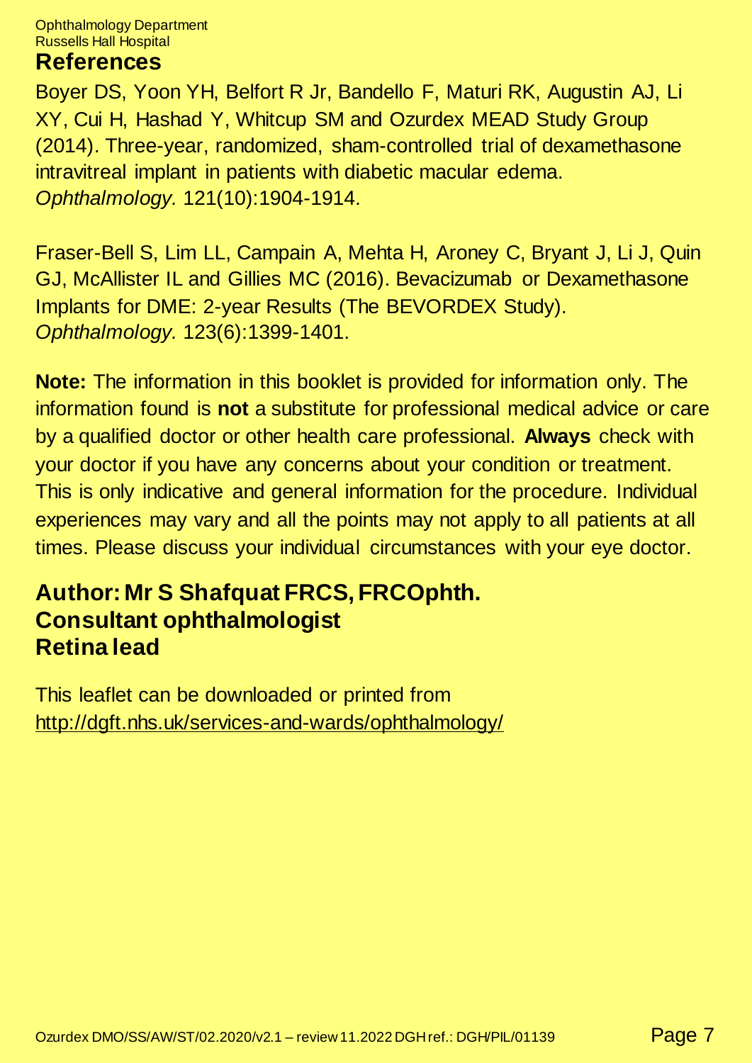## References

Boyer DS, Yoon YH, Belfort R Jr, Bandello F, Maturi RK, Augustin AJ, Li XY, Cui H, Hashad Y, Whitcup SM and Ozurdex MEAD Study Group (2014). Three-year, randomized, sham-controlled trial of dexamethasone intravitreal implant in patients with diabetic macular edema. *Ophthalmology.* 121(10):1904-1914.

Fraser-Bell S, Lim LL, Campain A, Mehta H, Aroney C, Bryant J, Li J, Quin GJ, McAllister IL and Gillies MC (2016). Bevacizumab or Dexamethasone Implants for DME: 2-year Results (The BEVORDEX Study). *Ophthalmology.* 123(6):1399-1401.

**Note:** The information in this booklet is provided for information only. The information found is **not** a substitute for professional medical advice or care by a qualified doctor or other health care professional. **Always** check with your doctor if you have any concerns about your condition or treatment. This is only indicative and general information for the procedure. Individual experiences may vary and all the points may not apply to all patients at all times. Please discuss your individual circumstances with your eye doctor.

**Author: Mr S Shafquat FRCS, FRCOphth.**
**Consultant ophthalmologist**
**Retina lead**

This leaflet can be downloaded or printed from http://dgft.nhs.uk/services-and-wards/ophthalmology/

Ozurdex DMO/SS/AW/ST/02.2020/v2.1 – review 11.2022 DGH ref.: DGH/PIL/01139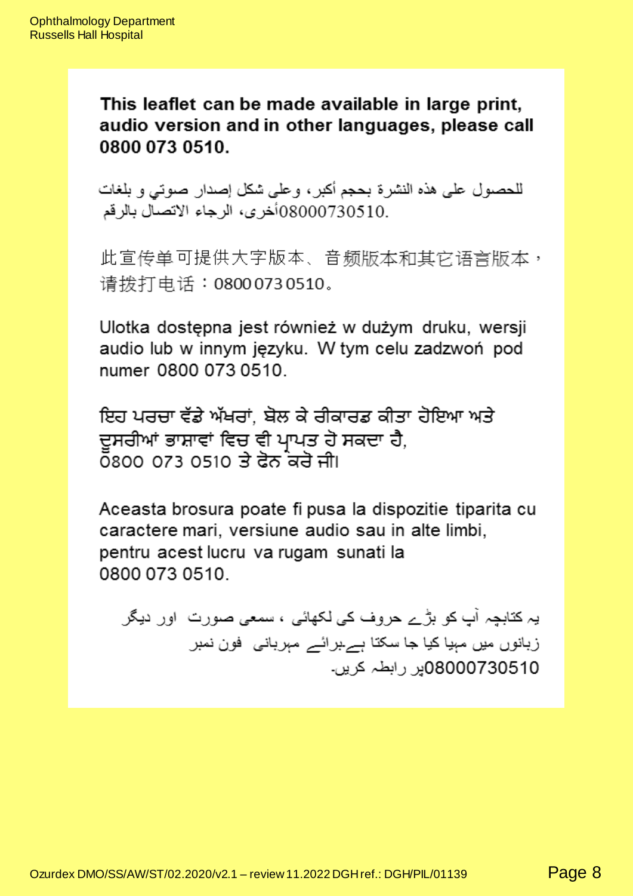**This leaflet can be made available in large print, audio version and in other languages, please call 0800 073 0510.**

للحصول على هذه النشرة بحجم أكبر، وعلى شكل إصدار صوتي و بلغات أخرى، الرجاء الاتصال بالرقم 08000730510.

此宣传单可提供大字版本、音频版本和其它语言版本，请拨打电话：0800 073 0510。

Ulotka dostępna jest również w dużym druku, wersji audio lub w innym języku. W tym celu zadzwoń pod numer 0800 073 0510.

ਇਹ ਪਰਚਾ ਵੱਡੇ ਅੱਖਰਾਂ, ਬੋਲ ਕੇ ਰੀਕਾਰਡ ਕੀਤਾ ਹੋਇਆ ਅਤੇ ਦੂਸਰੀਆਂ ਭਾਸ਼ਾਵਾਂ ਵਿਚ ਵੀ ਪ੍ਰਾਪਤ ਹੋ ਸਕਦਾ ਹੈ, 0800 073 0510 ਤੇ ਫੋਨ ਕਰੋ ਜੀ।

Aceasta brosura poate fi pusa la dispozitie tiparita cu caractere mari, versiune audio sau in alte limbi, pentru acest lucru va rugam sunati la 0800 073 0510.

یہ کتابچہ آپ کو بڑے حروف کی لکھائی ، سمعی صورت اور دیگر زبانوں میں مہیا کیا جا سکتا ہے۔برائے مہربانی فون نمبر 08000730510پر رابطہ کریں۔